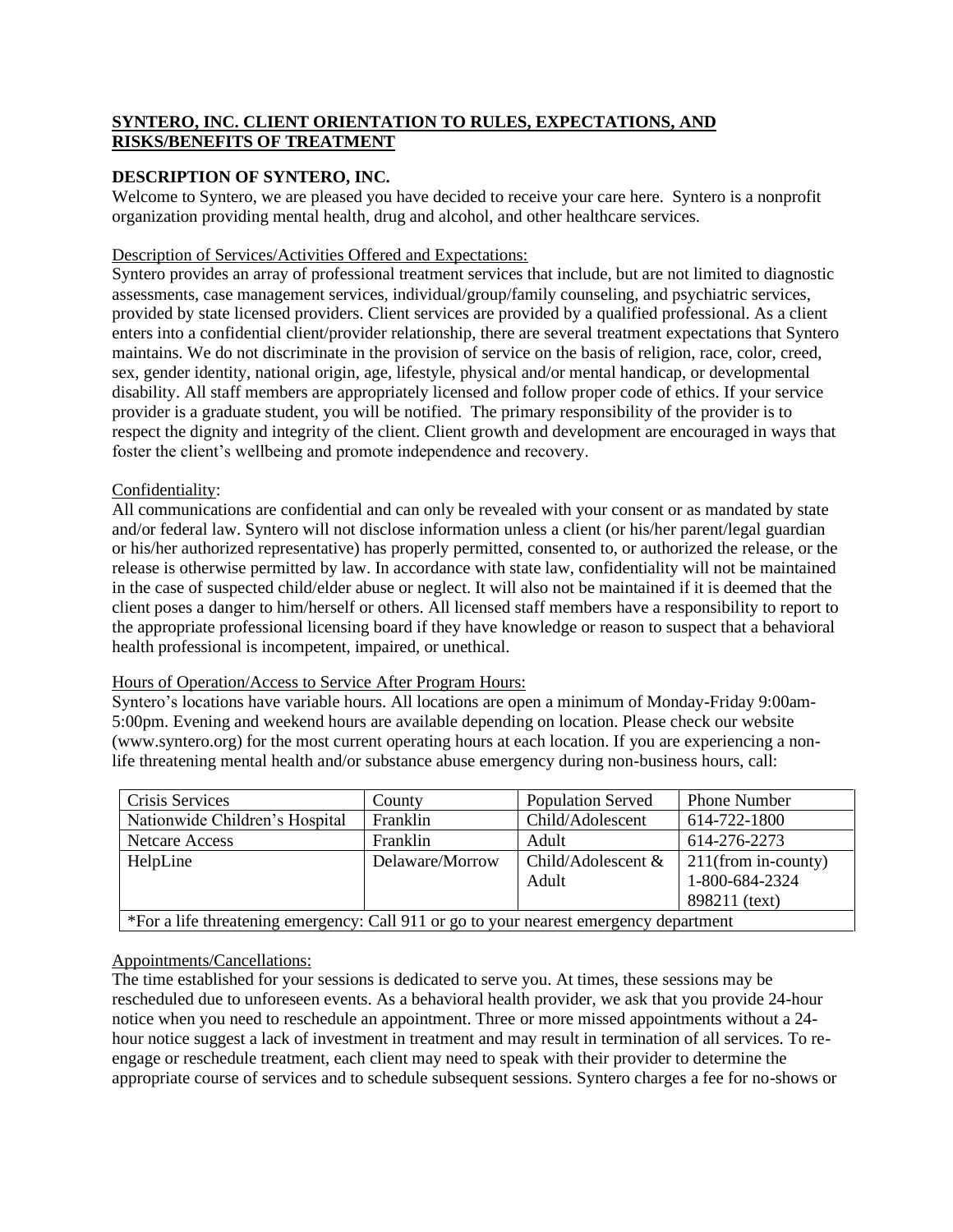# SYNTERO, INC. CLIENT ORIENTATION TO RULES, EXPECTATIONS, AND RISKS/BENEFITS OF TREATMENT

## DESCRIPTION OF SYNTERO, INC.

Welcome to Syntero, we are pleased you have decided to receive your care here. Syntero is a nonprofit organization providing mental health, drug and alcohol, and other healthcare services.

### Description of Services/Activities Offered and Expectations:

Syntero provides an array of professional treatment services that include, but are not limited to diagnostic assessments, case management services, individual/group/family counseling, and psychiatric services, provided by state licensed providers. Client services are provided by a qualified professional. As a client enters into a confidential client/provider relationship, there are several treatment expectations that Syntero maintains. We do not discriminate in the provision of service on the basis of religion, race, color, creed, sex, gender identity, national origin, age, lifestyle, physical and/or mental handicap, or developmental disability. All staff members are appropriately licensed and follow proper code of ethics. If your service provider is a graduate student, you will be notified. The primary responsibility of the provider is to respect the dignity and integrity of the client. Client growth and development are encouraged in ways that foster the client's wellbeing and promote independence and recovery.

### Confidentiality:

All communications are confidential and can only be revealed with your consent or as mandated by state and/or federal law. Syntero will not disclose information unless a client (or his/her parent/legal guardian or his/her authorized representative) has properly permitted, consented to, or authorized the release, or the release is otherwise permitted by law. In accordance with state law, confidentiality will not be maintained in the case of suspected child/elder abuse or neglect. It will also not be maintained if it is deemed that the client poses a danger to him/herself or others. All licensed staff members have a responsibility to report to the appropriate professional licensing board if they have knowledge or reason to suspect that a behavioral health professional is incompetent, impaired, or unethical.

### Hours of Operation/Access to Service After Program Hours:

Syntero's locations have variable hours. All locations are open a minimum of Monday-Friday 9:00am-5:00pm. Evening and weekend hours are available depending on location. Please check our website (www.syntero.org) for the most current operating hours at each location. If you are experiencing a non-life threatening mental health and/or substance abuse emergency during non-business hours, call:

| Crisis Services | County | Population Served | Phone Number |
|---|---|---|---|
| Nationwide Children's Hospital | Franklin | Child/Adolescent | 614-722-1800 |
| Netcare Access | Franklin | Adult | 614-276-2273 |
| HelpLine | Delaware/Morrow | Child/Adolescent & Adult | 211(from in-county) 1-800-684-2324 898211 (text) |
| *For a life threatening emergency: Call 911 or go to your nearest emergency department | | | |

### Appointments/Cancellations:

The time established for your sessions is dedicated to serve you. At times, these sessions may be rescheduled due to unforeseen events. As a behavioral health provider, we ask that you provide 24-hour notice when you need to reschedule an appointment. Three or more missed appointments without a 24-hour notice suggest a lack of investment in treatment and may result in termination of all services. To re-engage or reschedule treatment, each client may need to speak with their provider to determine the appropriate course of services and to schedule subsequent sessions. Syntero charges a fee for no-shows or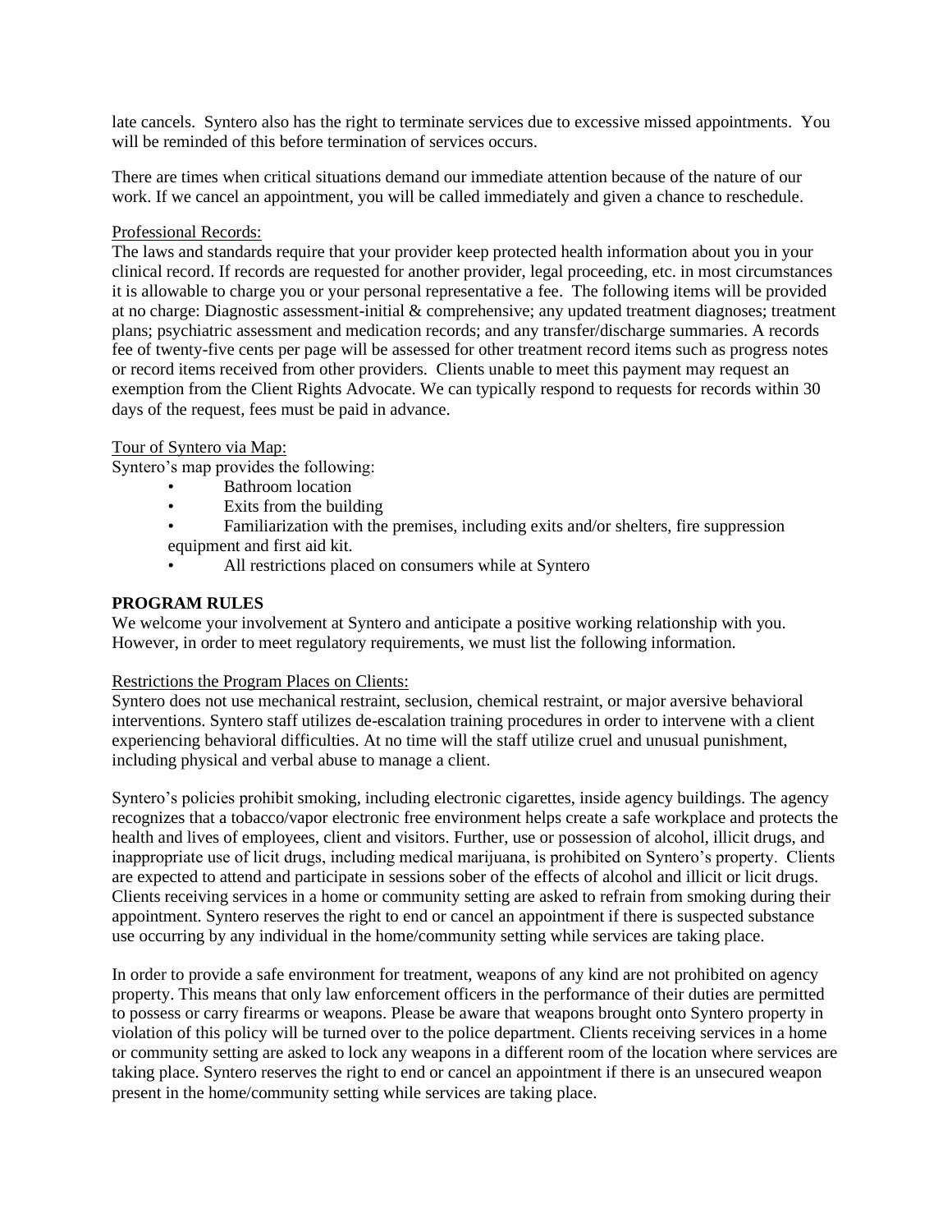late cancels. Syntero also has the right to terminate services due to excessive missed appointments. You will be reminded of this before termination of services occurs.

There are times when critical situations demand our immediate attention because of the nature of our work. If we cancel an appointment, you will be called immediately and given a chance to reschedule.

Professional Records:
The laws and standards require that your provider keep protected health information about you in your clinical record. If records are requested for another provider, legal proceeding, etc. in most circumstances it is allowable to charge you or your personal representative a fee. The following items will be provided at no charge: Diagnostic assessment-initial & comprehensive; any updated treatment diagnoses; treatment plans; psychiatric assessment and medication records; and any transfer/discharge summaries. A records fee of twenty-five cents per page will be assessed for other treatment record items such as progress notes or record items received from other providers. Clients unable to meet this payment may request an exemption from the Client Rights Advocate. We can typically respond to requests for records within 30 days of the request, fees must be paid in advance.

Tour of Syntero via Map:
Syntero's map provides the following:

- Bathroom location
- Exits from the building
- Familiarization with the premises, including exits and/or shelters, fire suppression equipment and first aid kit.
- All restrictions placed on consumers while at Syntero

## PROGRAM RULES

We welcome your involvement at Syntero and anticipate a positive working relationship with you. However, in order to meet regulatory requirements, we must list the following information.

Restrictions the Program Places on Clients:
Syntero does not use mechanical restraint, seclusion, chemical restraint, or major aversive behavioral interventions. Syntero staff utilizes de-escalation training procedures in order to intervene with a client experiencing behavioral difficulties. At no time will the staff utilize cruel and unusual punishment, including physical and verbal abuse to manage a client.

Syntero's policies prohibit smoking, including electronic cigarettes, inside agency buildings. The agency recognizes that a tobacco/vapor electronic free environment helps create a safe workplace and protects the health and lives of employees, client and visitors. Further, use or possession of alcohol, illicit drugs, and inappropriate use of licit drugs, including medical marijuana, is prohibited on Syntero's property. Clients are expected to attend and participate in sessions sober of the effects of alcohol and illicit or licit drugs. Clients receiving services in a home or community setting are asked to refrain from smoking during their appointment. Syntero reserves the right to end or cancel an appointment if there is suspected substance use occurring by any individual in the home/community setting while services are taking place.

In order to provide a safe environment for treatment, weapons of any kind are not prohibited on agency property. This means that only law enforcement officers in the performance of their duties are permitted to possess or carry firearms or weapons. Please be aware that weapons brought onto Syntero property in violation of this policy will be turned over to the police department. Clients receiving services in a home or community setting are asked to lock any weapons in a different room of the location where services are taking place. Syntero reserves the right to end or cancel an appointment if there is an unsecured weapon present in the home/community setting while services are taking place.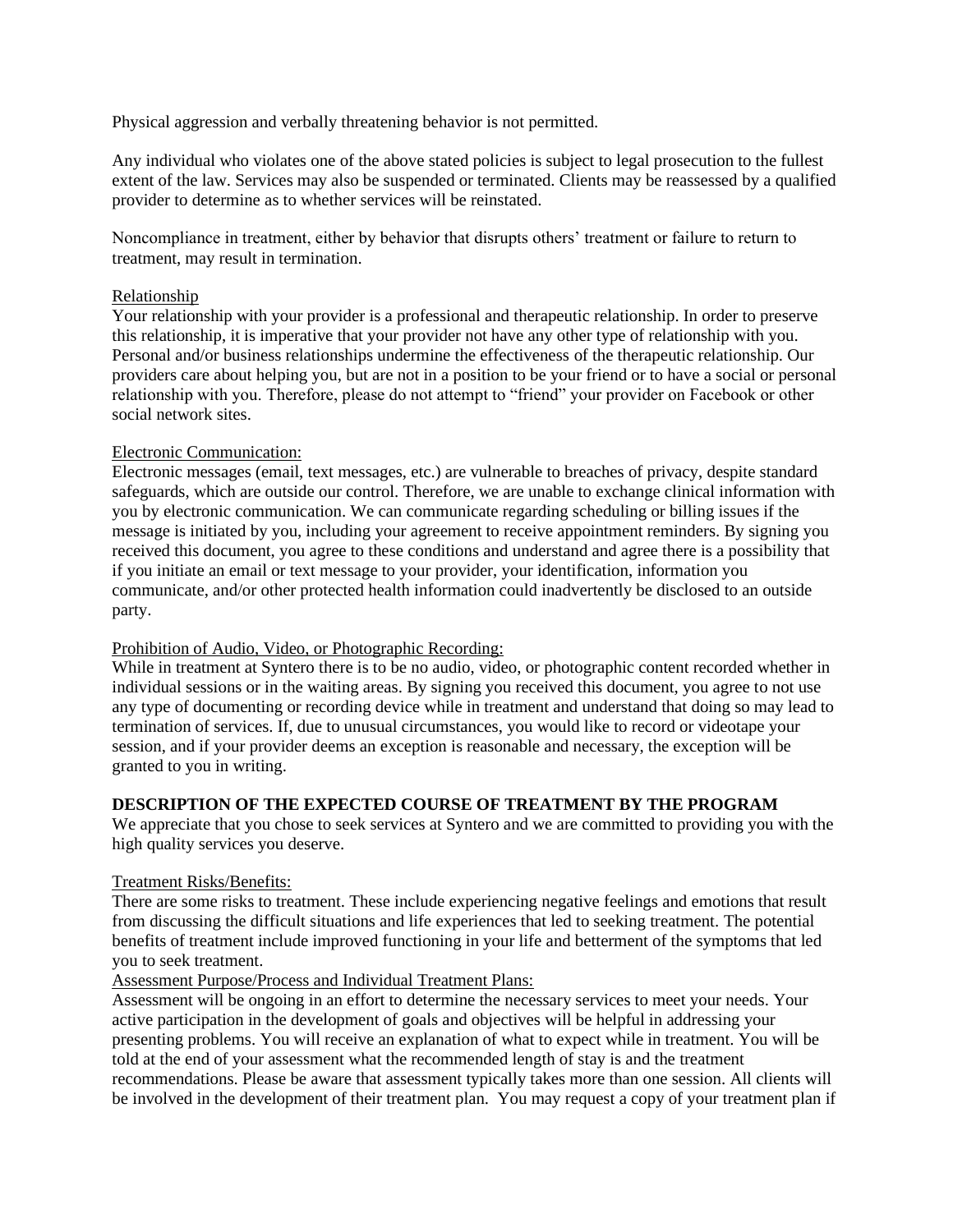Physical aggression and verbally threatening behavior is not permitted.

Any individual who violates one of the above stated policies is subject to legal prosecution to the fullest extent of the law. Services may also be suspended or terminated. Clients may be reassessed by a qualified provider to determine as to whether services will be reinstated.

Noncompliance in treatment, either by behavior that disrupts others' treatment or failure to return to treatment, may result in termination.

<u>Relationship</u>
Your relationship with your provider is a professional and therapeutic relationship. In order to preserve this relationship, it is imperative that your provider not have any other type of relationship with you. Personal and/or business relationships undermine the effectiveness of the therapeutic relationship. Our providers care about helping you, but are not in a position to be your friend or to have a social or personal relationship with you. Therefore, please do not attempt to "friend" your provider on Facebook or other social network sites.

<u>Electronic Communication:</u>
Electronic messages (email, text messages, etc.) are vulnerable to breaches of privacy, despite standard safeguards, which are outside our control. Therefore, we are unable to exchange clinical information with you by electronic communication. We can communicate regarding scheduling or billing issues if the message is initiated by you, including your agreement to receive appointment reminders. By signing you received this document, you agree to these conditions and understand and agree there is a possibility that if you initiate an email or text message to your provider, your identification, information you communicate, and/or other protected health information could inadvertently be disclosed to an outside party.

<u>Prohibition of Audio, Video, or Photographic Recording:</u>
While in treatment at Syntero there is to be no audio, video, or photographic content recorded whether in individual sessions or in the waiting areas. By signing you received this document, you agree to not use any type of documenting or recording device while in treatment and understand that doing so may lead to termination of services. If, due to unusual circumstances, you would like to record or videotape your session, and if your provider deems an exception is reasonable and necessary, the exception will be granted to you in writing.

**DESCRIPTION OF THE EXPECTED COURSE OF TREATMENT BY THE PROGRAM**
We appreciate that you chose to seek services at Syntero and we are committed to providing you with the high quality services you deserve.

<u>Treatment Risks/Benefits:</u>
There are some risks to treatment. These include experiencing negative feelings and emotions that result from discussing the difficult situations and life experiences that led to seeking treatment. The potential benefits of treatment include improved functioning in your life and betterment of the symptoms that led you to seek treatment.

<u>Assessment Purpose/Process and Individual Treatment Plans:</u>
Assessment will be ongoing in an effort to determine the necessary services to meet your needs. Your active participation in the development of goals and objectives will be helpful in addressing your presenting problems. You will receive an explanation of what to expect while in treatment. You will be told at the end of your assessment what the recommended length of stay is and the treatment recommendations. Please be aware that assessment typically takes more than one session. All clients will be involved in the development of their treatment plan. You may request a copy of your treatment plan if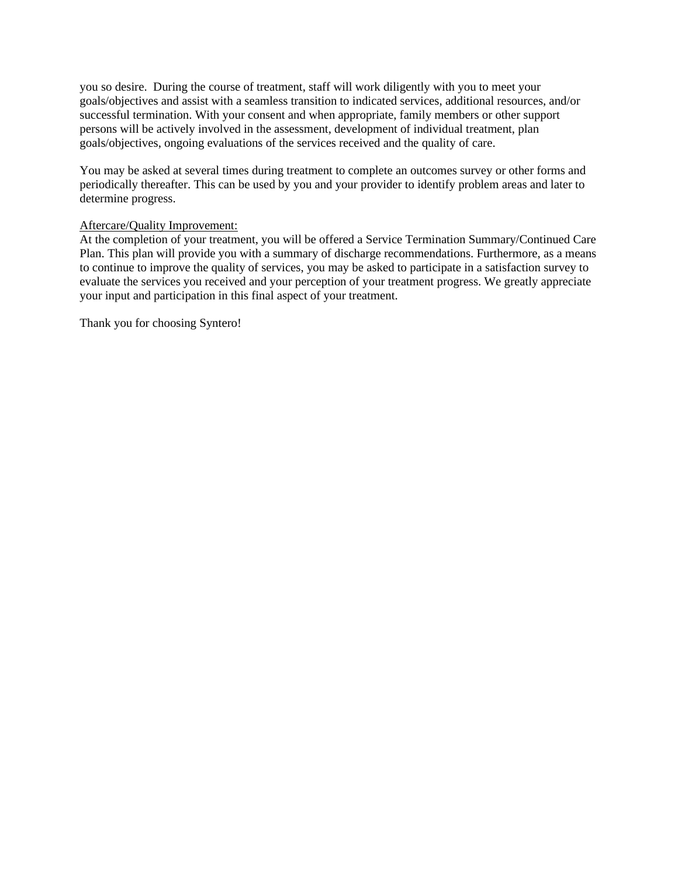you so desire. During the course of treatment, staff will work diligently with you to meet your goals/objectives and assist with a seamless transition to indicated services, additional resources, and/or successful termination. With your consent and when appropriate, family members or other support persons will be actively involved in the assessment, development of individual treatment, plan goals/objectives, ongoing evaluations of the services received and the quality of care.

You may be asked at several times during treatment to complete an outcomes survey or other forms and periodically thereafter. This can be used by you and your provider to identify problem areas and later to determine progress.

<u>Aftercare/Quality Improvement:</u>

At the completion of your treatment, you will be offered a Service Termination Summary/Continued Care Plan. This plan will provide you with a summary of discharge recommendations. Furthermore, as a means to continue to improve the quality of services, you may be asked to participate in a satisfaction survey to evaluate the services you received and your perception of your treatment progress. We greatly appreciate your input and participation in this final aspect of your treatment.

Thank you for choosing Syntero!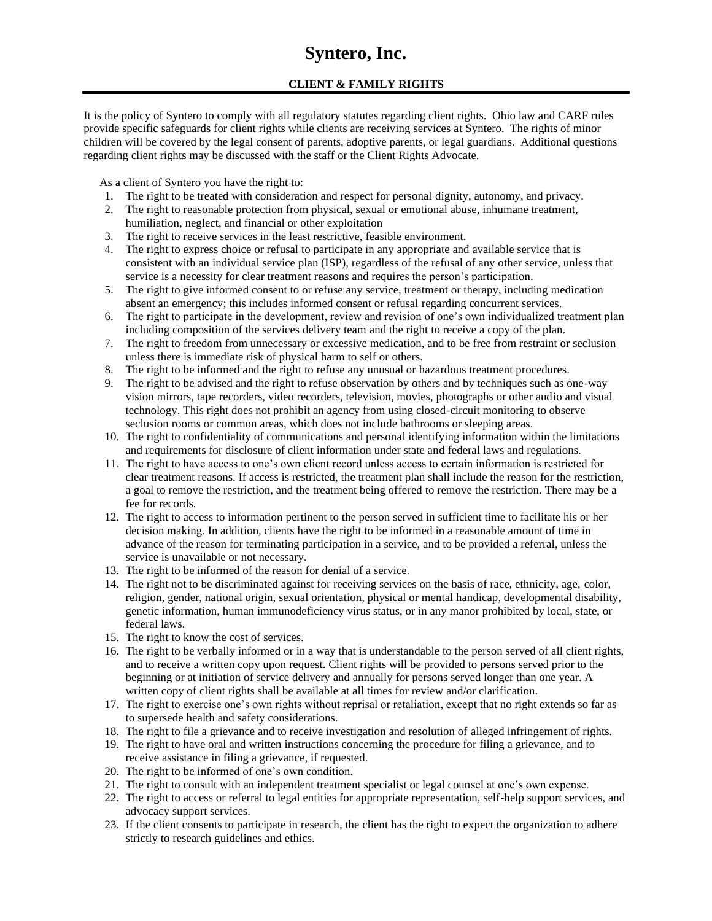# Syntero, Inc.

## CLIENT & FAMILY RIGHTS

It is the policy of Syntero to comply with all regulatory statutes regarding client rights. Ohio law and CARF rules provide specific safeguards for client rights while clients are receiving services at Syntero. The rights of minor children will be covered by the legal consent of parents, adoptive parents, or legal guardians. Additional questions regarding client rights may be discussed with the staff or the Client Rights Advocate.

As a client of Syntero you have the right to:

1. The right to be treated with consideration and respect for personal dignity, autonomy, and privacy.
2. The right to reasonable protection from physical, sexual or emotional abuse, inhumane treatment, humiliation, neglect, and financial or other exploitation
3. The right to receive services in the least restrictive, feasible environment.
4. The right to express choice or refusal to participate in any appropriate and available service that is consistent with an individual service plan (ISP), regardless of the refusal of any other service, unless that service is a necessity for clear treatment reasons and requires the person's participation.
5. The right to give informed consent to or refuse any service, treatment or therapy, including medication absent an emergency; this includes informed consent or refusal regarding concurrent services.
6. The right to participate in the development, review and revision of one's own individualized treatment plan including composition of the services delivery team and the right to receive a copy of the plan.
7. The right to freedom from unnecessary or excessive medication, and to be free from restraint or seclusion unless there is immediate risk of physical harm to self or others.
8. The right to be informed and the right to refuse any unusual or hazardous treatment procedures.
9. The right to be advised and the right to refuse observation by others and by techniques such as one-way vision mirrors, tape recorders, video recorders, television, movies, photographs or other audio and visual technology. This right does not prohibit an agency from using closed-circuit monitoring to observe seclusion rooms or common areas, which does not include bathrooms or sleeping areas.
10. The right to confidentiality of communications and personal identifying information within the limitations and requirements for disclosure of client information under state and federal laws and regulations.
11. The right to have access to one's own client record unless access to certain information is restricted for clear treatment reasons. If access is restricted, the treatment plan shall include the reason for the restriction, a goal to remove the restriction, and the treatment being offered to remove the restriction. There may be a fee for records.
12. The right to access to information pertinent to the person served in sufficient time to facilitate his or her decision making. In addition, clients have the right to be informed in a reasonable amount of time in advance of the reason for terminating participation in a service, and to be provided a referral, unless the service is unavailable or not necessary.
13. The right to be informed of the reason for denial of a service.
14. The right not to be discriminated against for receiving services on the basis of race, ethnicity, age, color, religion, gender, national origin, sexual orientation, physical or mental handicap, developmental disability, genetic information, human immunodeficiency virus status, or in any manor prohibited by local, state, or federal laws.
15. The right to know the cost of services.
16. The right to be verbally informed or in a way that is understandable to the person served of all client rights, and to receive a written copy upon request. Client rights will be provided to persons served prior to the beginning or at initiation of service delivery and annually for persons served longer than one year. A written copy of client rights shall be available at all times for review and/or clarification.
17. The right to exercise one's own rights without reprisal or retaliation, except that no right extends so far as to supersede health and safety considerations.
18. The right to file a grievance and to receive investigation and resolution of alleged infringement of rights.
19. The right to have oral and written instructions concerning the procedure for filing a grievance, and to receive assistance in filing a grievance, if requested.
20. The right to be informed of one's own condition.
21. The right to consult with an independent treatment specialist or legal counsel at one's own expense.
22. The right to access or referral to legal entities for appropriate representation, self-help support services, and advocacy support services.
23. If the client consents to participate in research, the client has the right to expect the organization to adhere strictly to research guidelines and ethics.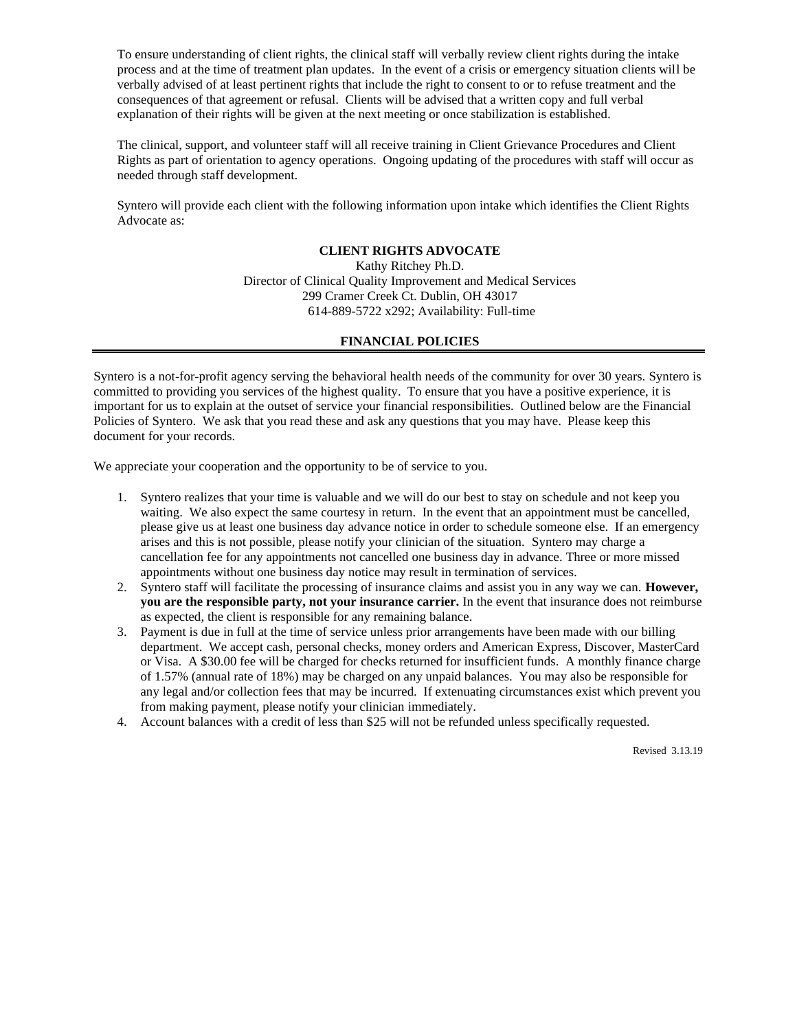To ensure understanding of client rights, the clinical staff will verbally review client rights during the intake process and at the time of treatment plan updates. In the event of a crisis or emergency situation clients will be verbally advised of at least pertinent rights that include the right to consent to or to refuse treatment and the consequences of that agreement or refusal. Clients will be advised that a written copy and full verbal explanation of their rights will be given at the next meeting or once stabilization is established.

The clinical, support, and volunteer staff will all receive training in Client Grievance Procedures and Client Rights as part of orientation to agency operations. Ongoing updating of the procedures with staff will occur as needed through staff development.

Syntero will provide each client with the following information upon intake which identifies the Client Rights Advocate as:

**CLIENT RIGHTS ADVOCATE**
Kathy Ritchey Ph.D.
Director of Clinical Quality Improvement and Medical Services
299 Cramer Creek Ct. Dublin, OH 43017
614-889-5722 x292; Availability: Full-time

## FINANCIAL POLICIES

Syntero is a not-for-profit agency serving the behavioral health needs of the community for over 30 years. Syntero is committed to providing you services of the highest quality. To ensure that you have a positive experience, it is important for us to explain at the outset of service your financial responsibilities. Outlined below are the Financial Policies of Syntero. We ask that you read these and ask any questions that you may have. Please keep this document for your records.

We appreciate your cooperation and the opportunity to be of service to you.

1. Syntero realizes that your time is valuable and we will do our best to stay on schedule and not keep you waiting. We also expect the same courtesy in return. In the event that an appointment must be cancelled, please give us at least one business day advance notice in order to schedule someone else. If an emergency arises and this is not possible, please notify your clinician of the situation. Syntero may charge a cancellation fee for any appointments not cancelled one business day in advance. Three or more missed appointments without one business day notice may result in termination of services.
2. Syntero staff will facilitate the processing of insurance claims and assist you in any way we can. **However, you are the responsible party, not your insurance carrier.** In the event that insurance does not reimburse as expected, the client is responsible for any remaining balance.
3. Payment is due in full at the time of service unless prior arrangements have been made with our billing department. We accept cash, personal checks, money orders and American Express, Discover, MasterCard or Visa. A $30.00 fee will be charged for checks returned for insufficient funds. A monthly finance charge of 1.57% (annual rate of 18%) may be charged on any unpaid balances. You may also be responsible for any legal and/or collection fees that may be incurred. If extenuating circumstances exist which prevent you from making payment, please notify your clinician immediately.
4. Account balances with a credit of less than $25 will not be refunded unless specifically requested.

Revised 3.13.19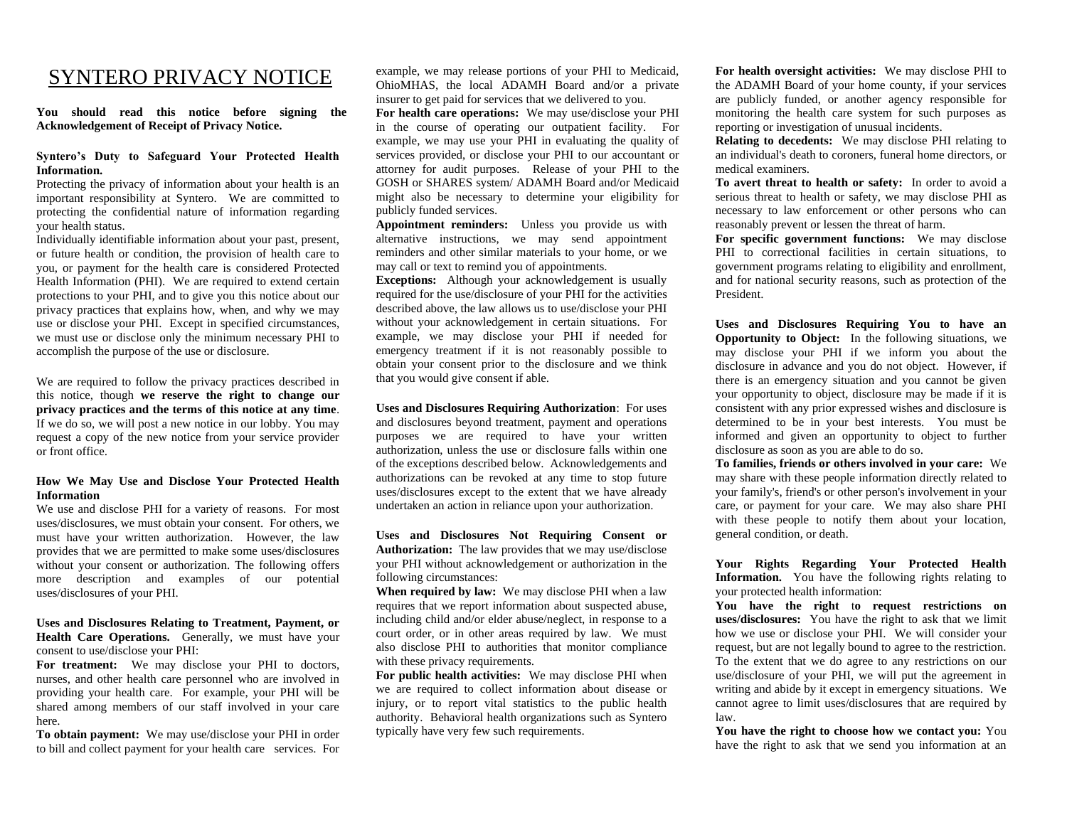# SYNTERO PRIVACY NOTICE

**You should read this notice before signing the Acknowledgement of Receipt of Privacy Notice.**

**Syntero's Duty to Safeguard Your Protected Health Information.**

Protecting the privacy of information about your health is an important responsibility at Syntero. We are committed to protecting the confidential nature of information regarding your health status.

Individually identifiable information about your past, present, or future health or condition, the provision of health care to you, or payment for the health care is considered Protected Health Information (PHI). We are required to extend certain protections to your PHI, and to give you this notice about our privacy practices that explains how, when, and why we may use or disclose your PHI. Except in specified circumstances, we must use or disclose only the minimum necessary PHI to accomplish the purpose of the use or disclosure.

We are required to follow the privacy practices described in this notice, though **we reserve the right to change our privacy practices and the terms of this notice at any time**. If we do so, we will post a new notice in our lobby. You may request a copy of the new notice from your service provider or front office.

**How We May Use and Disclose Your Protected Health Information**

We use and disclose PHI for a variety of reasons. For most uses/disclosures, we must obtain your consent. For others, we must have your written authorization. However, the law provides that we are permitted to make some uses/disclosures without your consent or authorization. The following offers more description and examples of our potential uses/disclosures of your PHI.

**Uses and Disclosures Relating to Treatment, Payment, or Health Care Operations.** Generally, we must have your consent to use/disclose your PHI:

**For treatment:** We may disclose your PHI to doctors, nurses, and other health care personnel who are involved in providing your health care. For example, your PHI will be shared among members of our staff involved in your care here.

**To obtain payment:** We may use/disclose your PHI in order to bill and collect payment for your health care services. For example, we may release portions of your PHI to Medicaid, OhioMHAS, the local ADAMH Board and/or a private insurer to get paid for services that we delivered to you.

**For health care operations:** We may use/disclose your PHI in the course of operating our outpatient facility. For example, we may use your PHI in evaluating the quality of services provided, or disclose your PHI to our accountant or attorney for audit purposes. Release of your PHI to the GOSH or SHARES system/ ADAMH Board and/or Medicaid might also be necessary to determine your eligibility for publicly funded services.

**Appointment reminders:** Unless you provide us with alternative instructions, we may send appointment reminders and other similar materials to your home, or we may call or text to remind you of appointments.

**Exceptions:** Although your acknowledgement is usually required for the use/disclosure of your PHI for the activities described above, the law allows us to use/disclose your PHI without your acknowledgement in certain situations. For example, we may disclose your PHI if needed for emergency treatment if it is not reasonably possible to obtain your consent prior to the disclosure and we think that you would give consent if able.

**Uses and Disclosures Requiring Authorization**: For uses and disclosures beyond treatment, payment and operations purposes we are required to have your written authorization, unless the use or disclosure falls within one of the exceptions described below. Acknowledgements and authorizations can be revoked at any time to stop future uses/disclosures except to the extent that we have already undertaken an action in reliance upon your authorization.

**Uses and Disclosures Not Requiring Consent or Authorization:** The law provides that we may use/disclose your PHI without acknowledgement or authorization in the following circumstances:

**When required by law:** We may disclose PHI when a law requires that we report information about suspected abuse, including child and/or elder abuse/neglect, in response to a court order, or in other areas required by law. We must also disclose PHI to authorities that monitor compliance with these privacy requirements.

**For public health activities:** We may disclose PHI when we are required to collect information about disease or injury, or to report vital statistics to the public health authority. Behavioral health organizations such as Syntero typically have very few such requirements.

**For health oversight activities:** We may disclose PHI to the ADAMH Board of your home county, if your services are publicly funded, or another agency responsible for monitoring the health care system for such purposes as reporting or investigation of unusual incidents.

**Relating to decedents:** We may disclose PHI relating to an individual's death to coroners, funeral home directors, or medical examiners.

**To avert threat to health or safety:** In order to avoid a serious threat to health or safety, we may disclose PHI as necessary to law enforcement or other persons who can reasonably prevent or lessen the threat of harm.

**For specific government functions:** We may disclose PHI to correctional facilities in certain situations, to government programs relating to eligibility and enrollment, and for national security reasons, such as protection of the President.

**Uses and Disclosures Requiring You to have an Opportunity to Object:** In the following situations, we may disclose your PHI if we inform you about the disclosure in advance and you do not object. However, if there is an emergency situation and you cannot be given your opportunity to object, disclosure may be made if it is consistent with any prior expressed wishes and disclosure is determined to be in your best interests. You must be informed and given an opportunity to object to further disclosure as soon as you are able to do so.

**To families, friends or others involved in your care:** We may share with these people information directly related to your family's, friend's or other person's involvement in your care, or payment for your care. We may also share PHI with these people to notify them about your location, general condition, or death.

**Your Rights Regarding Your Protected Health Information.** You have the following rights relating to your protected health information:

**You have the right to request restrictions on uses/disclosures:** You have the right to ask that we limit how we use or disclose your PHI. We will consider your request, but are not legally bound to agree to the restriction. To the extent that we do agree to any restrictions on our use/disclosure of your PHI, we will put the agreement in writing and abide by it except in emergency situations. We cannot agree to limit uses/disclosures that are required by law.

**You have the right to choose how we contact you:** You have the right to ask that we send you information at an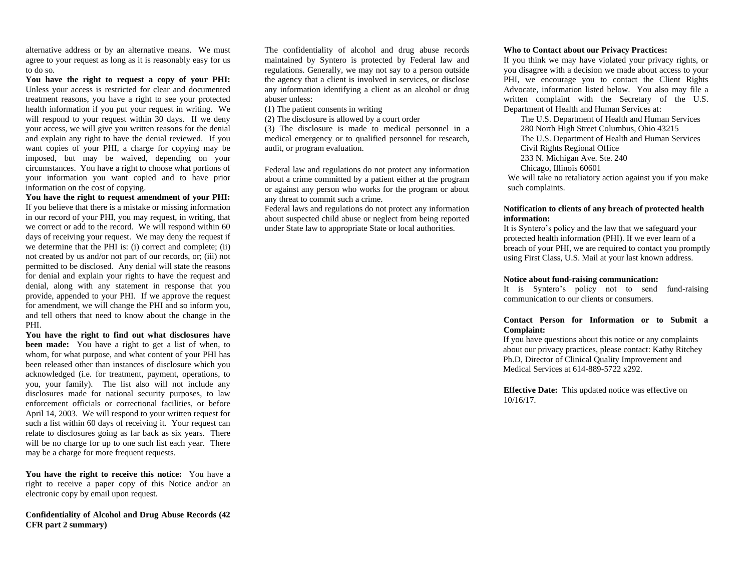alternative address or by an alternative means. We must agree to your request as long as it is reasonably easy for us to do so.

**You have the right to request a copy of your PHI:** Unless your access is restricted for clear and documented treatment reasons, you have a right to see your protected health information if you put your request in writing. We will respond to your request within 30 days. If we deny your access, we will give you written reasons for the denial and explain any right to have the denial reviewed. If you want copies of your PHI, a charge for copying may be imposed, but may be waived, depending on your circumstances. You have a right to choose what portions of your information you want copied and to have prior information on the cost of copying.

**You have the right to request amendment of your PHI:** If you believe that there is a mistake or missing information in our record of your PHI, you may request, in writing, that we correct or add to the record. We will respond within 60 days of receiving your request. We may deny the request if we determine that the PHI is: (i) correct and complete; (ii) not created by us and/or not part of our records, or; (iii) not permitted to be disclosed. Any denial will state the reasons for denial and explain your rights to have the request and denial, along with any statement in response that you provide, appended to your PHI. If we approve the request for amendment, we will change the PHI and so inform you, and tell others that need to know about the change in the PHI.

**You have the right to find out what disclosures have been made:** You have a right to get a list of when, to whom, for what purpose, and what content of your PHI has been released other than instances of disclosure which you acknowledged (i.e. for treatment, payment, operations, to you, your family). The list also will not include any disclosures made for national security purposes, to law enforcement officials or correctional facilities, or before April 14, 2003. We will respond to your written request for such a list within 60 days of receiving it. Your request can relate to disclosures going as far back as six years. There will be no charge for up to one such list each year. There may be a charge for more frequent requests.

**You have the right to receive this notice:** You have a right to receive a paper copy of this Notice and/or an electronic copy by email upon request.

**Confidentiality of Alcohol and Drug Abuse Records (42 CFR part 2 summary)**

The confidentiality of alcohol and drug abuse records maintained by Syntero is protected by Federal law and regulations. Generally, we may not say to a person outside the agency that a client is involved in services, or disclose any information identifying a client as an alcohol or drug abuser unless:

(1) The patient consents in writing
(2) The disclosure is allowed by a court order
(3) The disclosure is made to medical personnel in a medical emergency or to qualified personnel for research, audit, or program evaluation.

Federal law and regulations do not protect any information about a crime committed by a patient either at the program or against any person who works for the program or about any threat to commit such a crime.

Federal laws and regulations do not protect any information about suspected child abuse or neglect from being reported under State law to appropriate State or local authorities.

**Who to Contact about our Privacy Practices:**
If you think we may have violated your privacy rights, or you disagree with a decision we made about access to your PHI, we encourage you to contact the Client Rights Advocate, information listed below. You also may file a written complaint with the Secretary of the U.S. Department of Health and Human Services at:

The U.S. Department of Health and Human Services
280 North High Street Columbus, Ohio 43215
The U.S. Department of Health and Human Services
Civil Rights Regional Office
233 N. Michigan Ave. Ste. 240
Chicago, Illinois 60601

We will take no retaliatory action against you if you make such complaints.

**Notification to clients of any breach of protected health information:**
It is Syntero's policy and the law that we safeguard your protected health information (PHI). If we ever learn of a breach of your PHI, we are required to contact you promptly using First Class, U.S. Mail at your last known address.

**Notice about fund-raising communication:**
It is Syntero's policy not to send fund-raising communication to our clients or consumers.

**Contact Person for Information or to Submit a Complaint:**
If you have questions about this notice or any complaints about our privacy practices, please contact: Kathy Ritchey Ph.D, Director of Clinical Quality Improvement and Medical Services at 614-889-5722 x292.

**Effective Date:** This updated notice was effective on 10/16/17.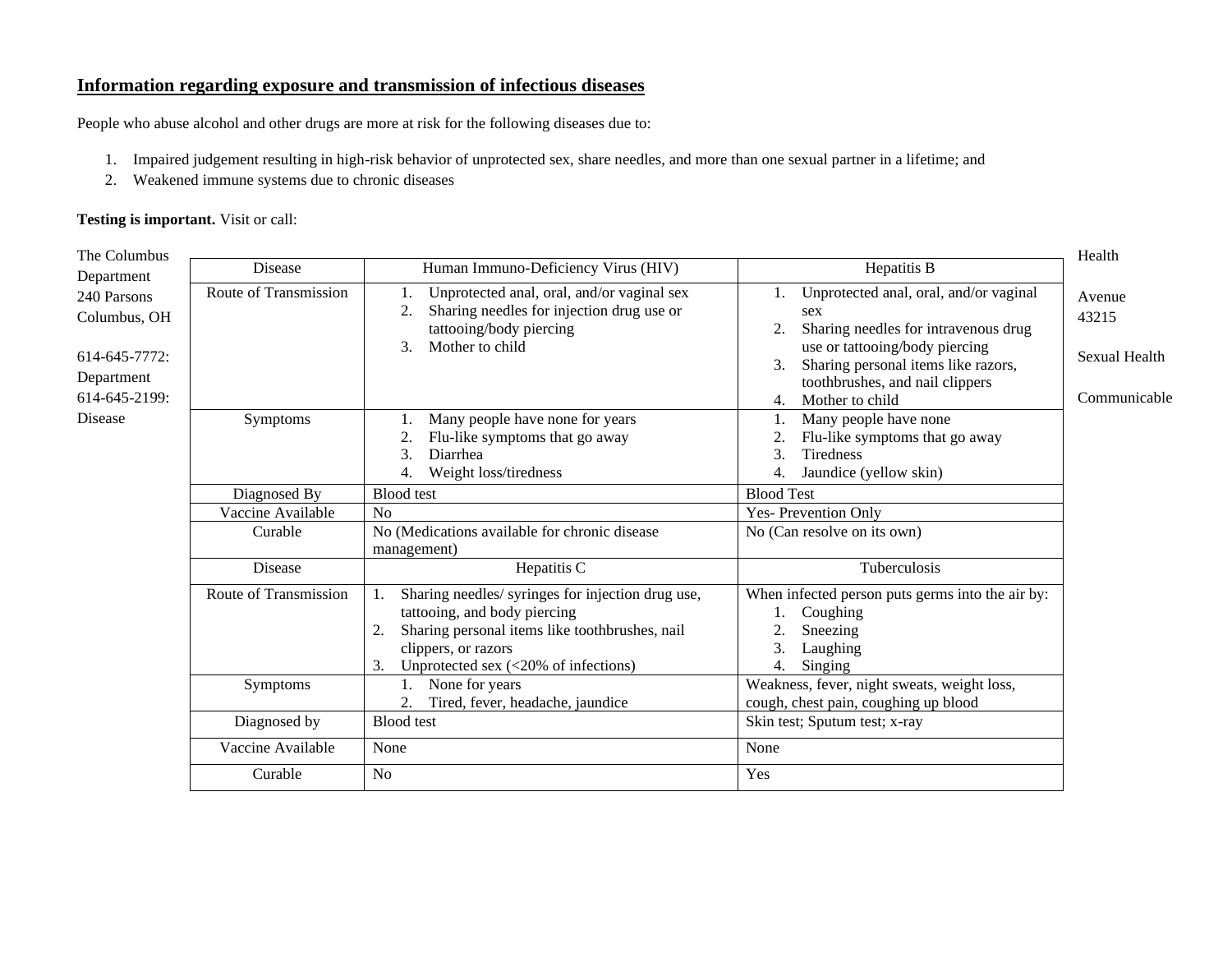## **Information regarding exposure and transmission of infectious diseases**

People who abuse alcohol and other drugs are more at risk for the following diseases due to:

1. Impaired judgement resulting in high-risk behavior of unprotected sex, share needles, and more than one sexual partner in a lifetime; and
2. Weakened immune systems due to chronic diseases

**Testing is important.** Visit or call:

The Columbus Health Department
240 Parsons Avenue
Columbus, OH 43215

614-645-7772: Sexual Health Department
614-645-2199: Communicable Disease

| Disease | Human Immuno-Deficiency Virus (HIV) | Hepatitis B |
|---|---|---|
| Route of Transmission | 1. Unprotected anal, oral, and/or vaginal sex<br>2. Sharing needles for injection drug use or tattooing/body piercing<br>3. Mother to child | 1. Unprotected anal, oral, and/or vaginal sex<br>2. Sharing needles for intravenous drug use or tattooing/body piercing<br>3. Sharing personal items like razors, toothbrushes, and nail clippers<br>4. Mother to child |
| Symptoms | 1. Many people have none for years<br>2. Flu-like symptoms that go away<br>3. Diarrhea<br>4. Weight loss/tiredness | 1. Many people have none<br>2. Flu-like symptoms that go away<br>3. Tiredness<br>4. Jaundice (yellow skin) |
| Diagnosed By | Blood test | Blood Test |
| Vaccine Available | No | Yes- Prevention Only |
| Curable | No (Medications available for chronic disease management) | No (Can resolve on its own) |
| Disease | Hepatitis C | Tuberculosis |
| Route of Transmission | 1. Sharing needles/ syringes for injection drug use, tattooing, and body piercing<br>2. Sharing personal items like toothbrushes, nail clippers, or razors<br>3. Unprotected sex (<20% of infections) | When infected person puts germs into the air by:<br>1. Coughing<br>2. Sneezing<br>3. Laughing<br>4. Singing |
| Symptoms | 1. None for years<br>2. Tired, fever, headache, jaundice | Weakness, fever, night sweats, weight loss, cough, chest pain, coughing up blood |
| Diagnosed by | Blood test | Skin test; Sputum test; x-ray |
| Vaccine Available | None | None |
| Curable | No | Yes |